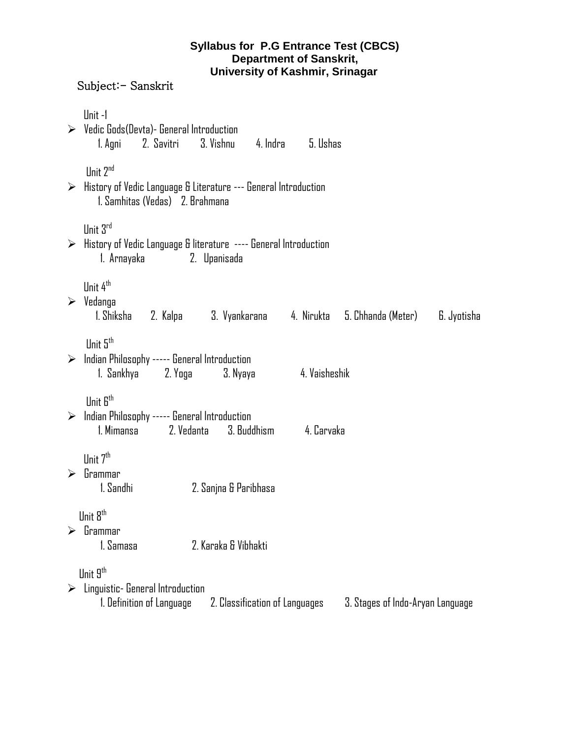# Syllabus for P.G Entrance Test (CBCS)
## Department of Sanskrit,
## University of Kashmir, Srinagar

Subject:- Sanskrit

Unit -1

- Vedic Gods(Devta)- General Introduction
  1. Agni 2. Savitri 3. Vishnu 4. Indra 5. Ushas

Unit 2nd

- History of Vedic Language & Literature --- General Introduction
  1. Samhitas (Vedas) 2. Brahmana

Unit 3rd

- History of Vedic Language & literature ---- General Introduction
  1. Arnayaka 2. Upanisada

Unit 4th

- Vedanga
  1. Shiksha 2. Kalpa 3. Vyankarana 4. Nirukta 5. Chhanda (Meter) 6. Jyotisha

Unit 5th

- Indian Philosophy ----- General Introduction
  1. Sankhya 2. Yoga 3. Nyaya 4. Vaisheshik

Unit 6th

- Indian Philosophy ----- General Introduction
  1. Mimansa 2. Vedanta 3. Buddhism 4. Carvaka

Unit 7th

- Grammar
  1. Sandhi 2. Sanjna & Paribhasa

Unit 8th

- Grammar
  1. Samasa 2. Karaka & Vibhakti

Unit 9th

- Linguistic- General Introduction
  1. Definition of Language 2. Classification of Languages 3. Stages of Indo-Aryan Language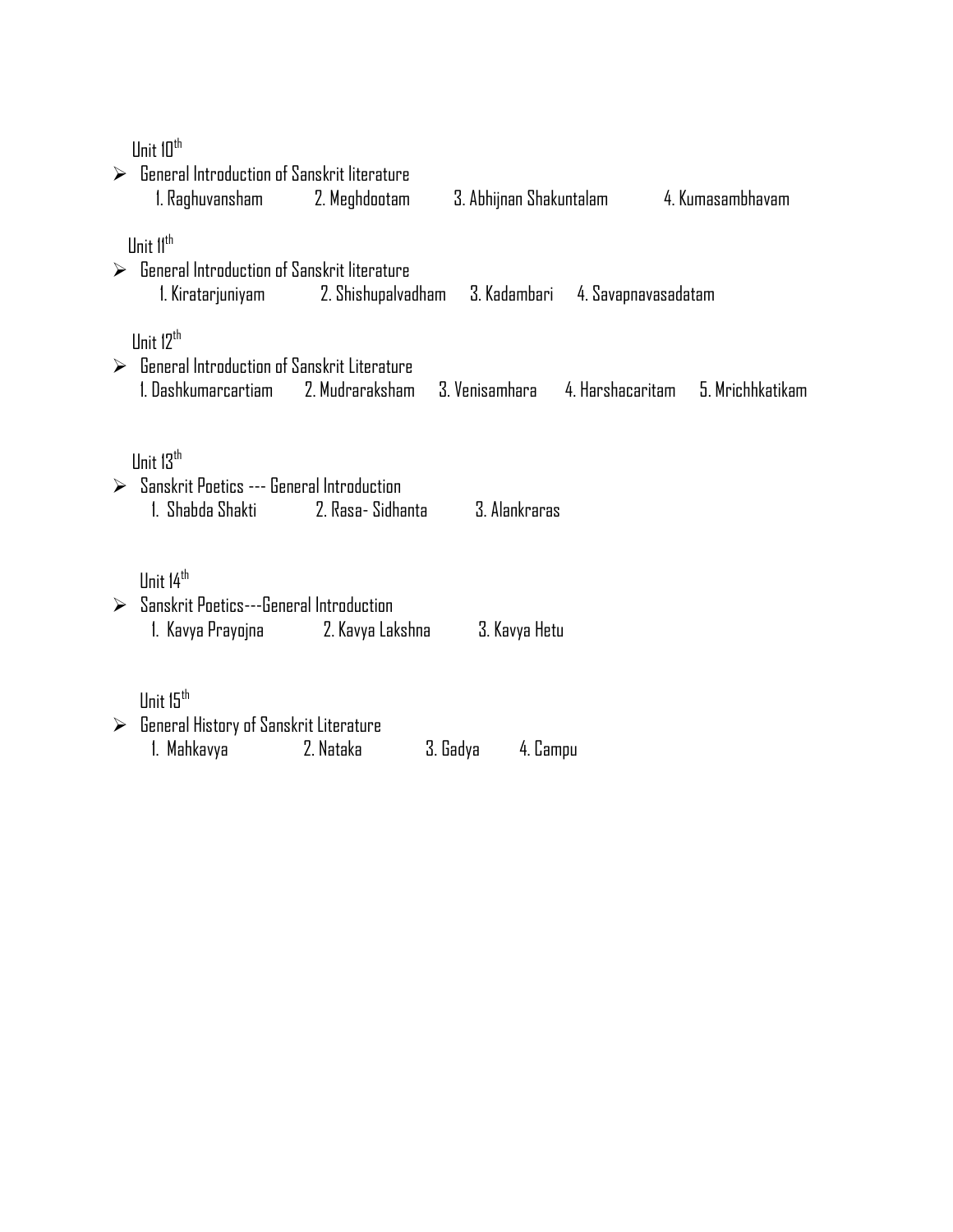Unit 10th

- General Introduction of Sanskrit literature
  1. Raghuvansham 2. Meghdootam 3. Abhijnan Shakuntalam 4. Kumasambhavam

Unit 11th

- General Introduction of Sanskrit literature
  1. Kiratarjuniyam 2. Shishupalvadham 3. Kadambari 4. Savapnavasadatam

Unit 12th

- General Introduction of Sanskrit Literature
  1. Dashkumarcartiam 2. Mudraraksham 3. Venisamhara 4. Harshacaritam 5. Mrichhkatikam

Unit 13th

- Sanskrit Poetics --- General Introduction
  1. Shabda Shakti 2. Rasa- Sidhanta 3. Alankraras

Unit 14th

- Sanskrit Poetics---General Introduction
  1. Kavya Prayojna 2. Kavya Lakshna 3. Kavya Hetu

Unit 15th

- General History of Sanskrit Literature
  1. Mahkavya 2. Nataka 3. Gadya 4. Campu